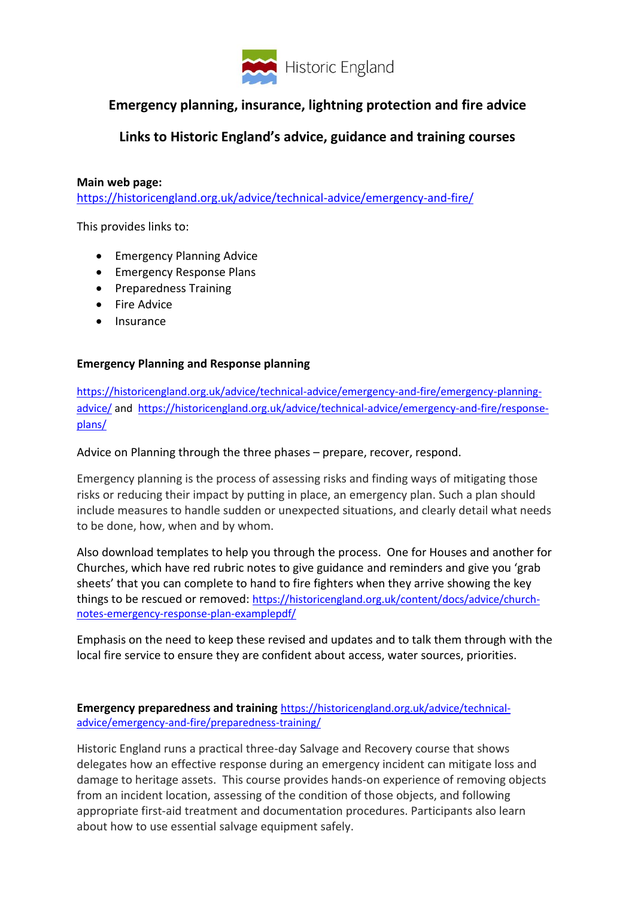Historic England

# Emergency planning, insurance, lightning protection and fire advice

## Links to Historic England's advice, guidance and training courses

**Main web page:**
https://historicengland.org.uk/advice/technical-advice/emergency-and-fire/

This provides links to:

- Emergency Planning Advice
- Emergency Response Plans
- Preparedness Training
- Fire Advice
- Insurance

**Emergency Planning and Response planning**

https://historicengland.org.uk/advice/technical-advice/emergency-and-fire/emergency-planning-advice/ and https://historicengland.org.uk/advice/technical-advice/emergency-and-fire/response-plans/

Advice on Planning through the three phases – prepare, recover, respond.

Emergency planning is the process of assessing risks and finding ways of mitigating those risks or reducing their impact by putting in place, an emergency plan. Such a plan should include measures to handle sudden or unexpected situations, and clearly detail what needs to be done, how, when and by whom.

Also download templates to help you through the process. One for Houses and another for Churches, which have red rubric notes to give guidance and reminders and give you 'grab sheets' that you can complete to hand to fire fighters when they arrive showing the key things to be rescued or removed: https://historicengland.org.uk/content/docs/advice/church-notes-emergency-response-plan-examplepdf/

Emphasis on the need to keep these revised and updates and to talk them through with the local fire service to ensure they are confident about access, water sources, priorities.

**Emergency preparedness and training** https://historicengland.org.uk/advice/technical-advice/emergency-and-fire/preparedness-training/

Historic England runs a practical three-day Salvage and Recovery course that shows delegates how an effective response during an emergency incident can mitigate loss and damage to heritage assets. This course provides hands-on experience of removing objects from an incident location, assessing of the condition of those objects, and following appropriate first-aid treatment and documentation procedures. Participants also learn about how to use essential salvage equipment safely.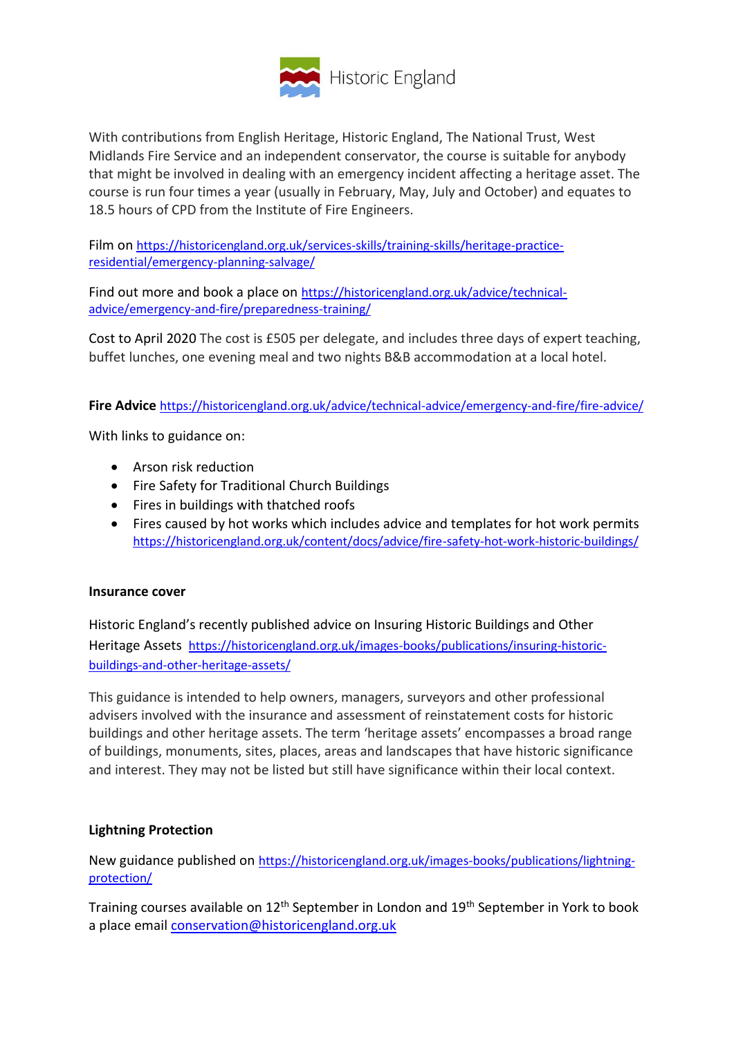With contributions from English Heritage, Historic England, The National Trust, West Midlands Fire Service and an independent conservator, the course is suitable for anybody that might be involved in dealing with an emergency incident affecting a heritage asset. The course is run four times a year (usually in February, May, July and October) and equates to 18.5 hours of CPD from the Institute of Fire Engineers.

Film on https://historicengland.org.uk/services-skills/training-skills/heritage-practice-residential/emergency-planning-salvage/

Find out more and book a place on https://historicengland.org.uk/advice/technical-advice/emergency-and-fire/preparedness-training/

Cost to April 2020 The cost is £505 per delegate, and includes three days of expert teaching, buffet lunches, one evening meal and two nights B&B accommodation at a local hotel.

**Fire Advice** https://historicengland.org.uk/advice/technical-advice/emergency-and-fire/fire-advice/

With links to guidance on:

- Arson risk reduction
- Fire Safety for Traditional Church Buildings
- Fires in buildings with thatched roofs
- Fires caused by hot works which includes advice and templates for hot work permits https://historicengland.org.uk/content/docs/advice/fire-safety-hot-work-historic-buildings/

**Insurance cover**

Historic England's recently published advice on Insuring Historic Buildings and Other Heritage Assets https://historicengland.org.uk/images-books/publications/insuring-historic-buildings-and-other-heritage-assets/

This guidance is intended to help owners, managers, surveyors and other professional advisers involved with the insurance and assessment of reinstatement costs for historic buildings and other heritage assets. The term 'heritage assets' encompasses a broad range of buildings, monuments, sites, places, areas and landscapes that have historic significance and interest. They may not be listed but still have significance within their local context.

**Lightning Protection**

New guidance published on https://historicengland.org.uk/images-books/publications/lightning-protection/

Training courses available on 12th September in London and 19th September in York to book a place email conservation@historicengland.org.uk